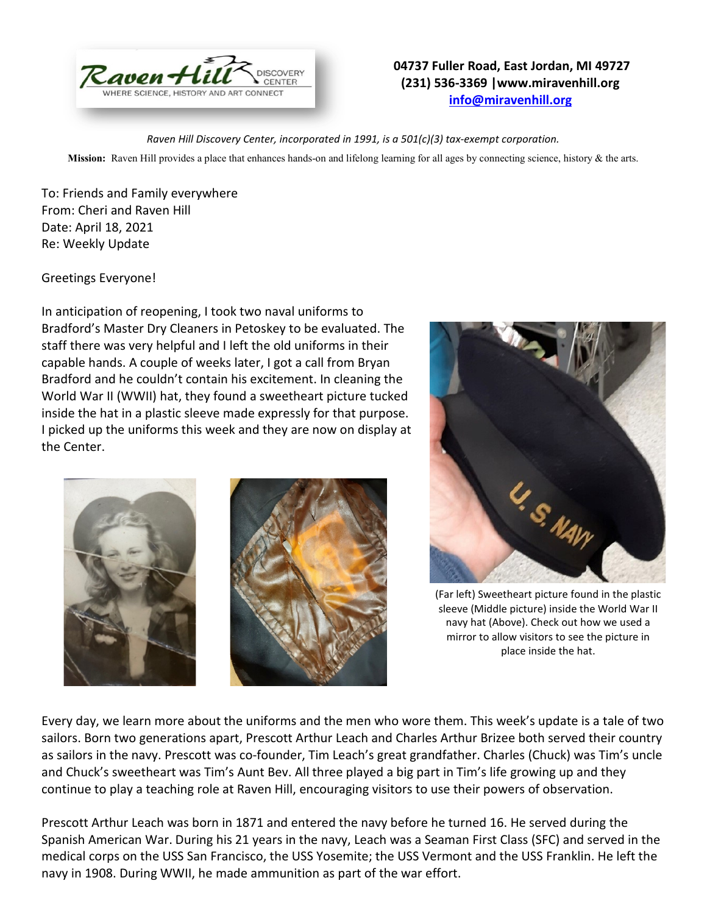Raven Hill DISCOVERY CENTER
WHERE SCIENCE, HISTORY AND ART CONNECT

**04737 Fuller Road, East Jordan, MI 49727**
**(231) 536-3369 |www.miravenhill.org**
**info@miravenhill.org**

*Raven Hill Discovery Center, incorporated in 1991, is a 501(c)(3) tax-exempt corporation.*

**Mission:** Raven Hill provides a place that enhances hands-on and lifelong learning for all ages by connecting science, history & the arts.

To: Friends and Family everywhere
From: Cheri and Raven Hill
Date: April 18, 2021
Re: Weekly Update

Greetings Everyone!

In anticipation of reopening, I took two naval uniforms to Bradford's Master Dry Cleaners in Petoskey to be evaluated. The staff there was very helpful and I left the old uniforms in their capable hands. A couple of weeks later, I got a call from Bryan Bradford and he couldn't contain his excitement. In cleaning the World War II (WWII) hat, they found a sweetheart picture tucked inside the hat in a plastic sleeve made expressly for that purpose. I picked up the uniforms this week and they are now on display at the Center.

(Far left) Sweetheart picture found in the plastic sleeve (Middle picture) inside the World War II navy hat (Above). Check out how we used a mirror to allow visitors to see the picture in place inside the hat.

Every day, we learn more about the uniforms and the men who wore them. This week's update is a tale of two sailors. Born two generations apart, Prescott Arthur Leach and Charles Arthur Brizee both served their country as sailors in the navy. Prescott was co-founder, Tim Leach's great grandfather. Charles (Chuck) was Tim's uncle and Chuck's sweetheart was Tim's Aunt Bev. All three played a big part in Tim's life growing up and they continue to play a teaching role at Raven Hill, encouraging visitors to use their powers of observation.

Prescott Arthur Leach was born in 1871 and entered the navy before he turned 16. He served during the Spanish American War. During his 21 years in the navy, Leach was a Seaman First Class (SFC) and served in the medical corps on the USS San Francisco, the USS Yosemite; the USS Vermont and the USS Franklin. He left the navy in 1908. During WWII, he made ammunition as part of the war effort.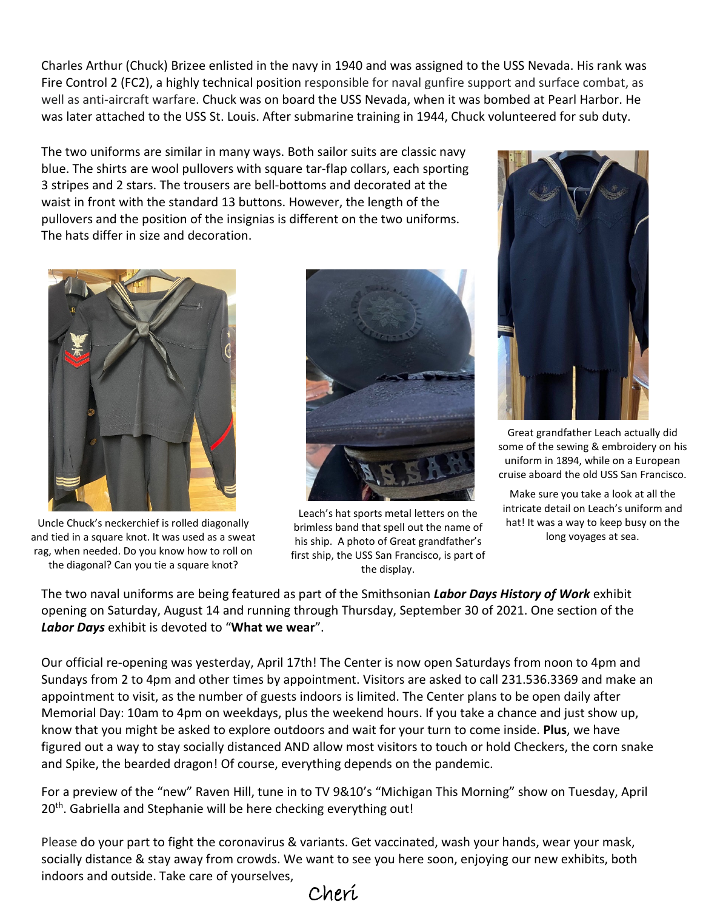Charles Arthur (Chuck) Brizee enlisted in the navy in 1940 and was assigned to the USS Nevada. His rank was Fire Control 2 (FC2), a highly technical position responsible for naval gunfire support and surface combat, as well as anti-aircraft warfare. Chuck was on board the USS Nevada, when it was bombed at Pearl Harbor. He was later attached to the USS St. Louis. After submarine training in 1944, Chuck volunteered for sub duty.

The two uniforms are similar in many ways. Both sailor suits are classic navy blue. The shirts are wool pullovers with square tar-flap collars, each sporting 3 stripes and 2 stars. The trousers are bell-bottoms and decorated at the waist in front with the standard 13 buttons. However, the length of the pullovers and the position of the insignias is different on the two uniforms. The hats differ in size and decoration.

Great grandfather Leach actually did some of the sewing & embroidery on his uniform in 1894, while on a European cruise aboard the old USS San Francisco.

Make sure you take a look at all the intricate detail on Leach's uniform and hat! It was a way to keep busy on the long voyages at sea.

Uncle Chuck's neckerchief is rolled diagonally and tied in a square knot. It was used as a sweat rag, when needed. Do you know how to roll on the diagonal? Can you tie a square knot?

Leach's hat sports metal letters on the brimless band that spell out the name of his ship. A photo of Great grandfather's first ship, the USS San Francisco, is part of the display.

The two naval uniforms are being featured as part of the Smithsonian ***Labor Days History of Work*** exhibit opening on Saturday, August 14 and running through Thursday, September 30 of 2021. One section of the ***Labor Days*** exhibit is devoted to "**What we wear**".

Our official re-opening was yesterday, April 17th! The Center is now open Saturdays from noon to 4pm and Sundays from 2 to 4pm and other times by appointment. Visitors are asked to call 231.536.3369 and make an appointment to visit, as the number of guests indoors is limited. The Center plans to be open daily after Memorial Day: 10am to 4pm on weekdays, plus the weekend hours. If you take a chance and just show up, know that you might be asked to explore outdoors and wait for your turn to come inside. **Plus**, we have figured out a way to stay socially distanced AND allow most visitors to touch or hold Checkers, the corn snake and Spike, the bearded dragon! Of course, everything depends on the pandemic.

For a preview of the "new" Raven Hill, tune in to TV 9&10's "Michigan This Morning" show on Tuesday, April 20th. Gabriella and Stephanie will be here checking everything out!

Please do your part to fight the coronavirus & variants. Get vaccinated, wash your hands, wear your mask, socially distance & stay away from crowds. We want to see you here soon, enjoying our new exhibits, both indoors and outside. Take care of yourselves,

Cheri